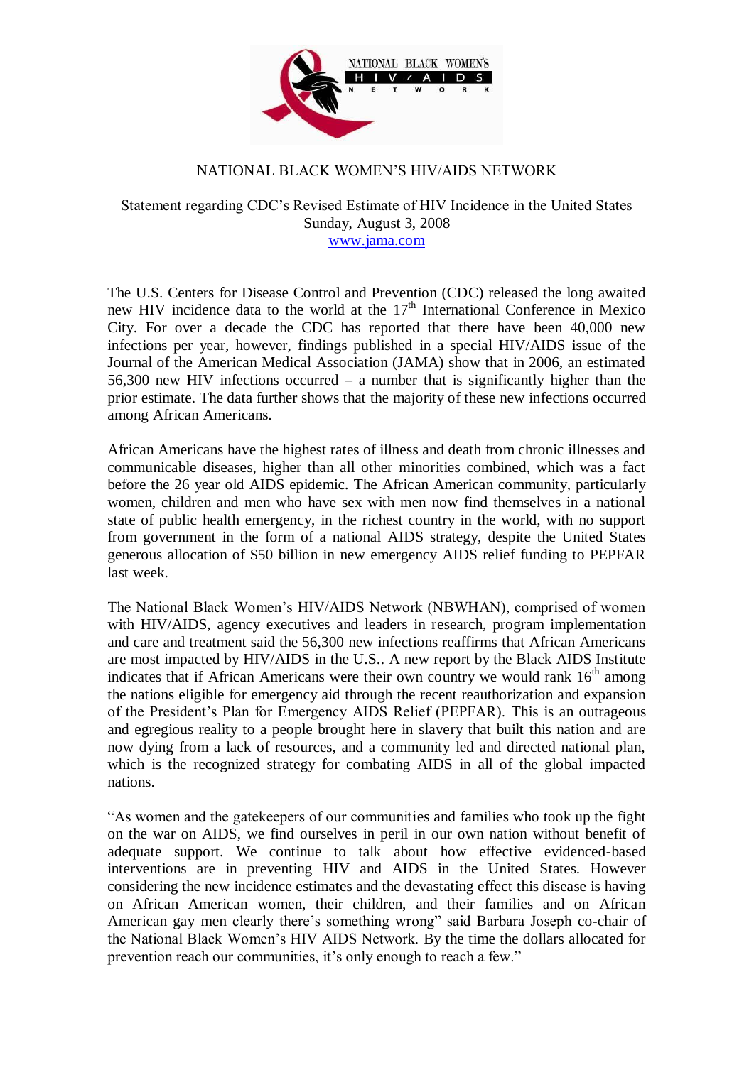NATIONAL BLACK WOMEN'S HIV/AIDS NETWORK

# NATIONAL BLACK WOMEN'S HIV/AIDS NETWORK

Statement regarding CDC's Revised Estimate of HIV Incidence in the United States
Sunday, August 3, 2008
www.jama.com

The U.S. Centers for Disease Control and Prevention (CDC) released the long awaited new HIV incidence data to the world at the 17th International Conference in Mexico City. For over a decade the CDC has reported that there have been 40,000 new infections per year, however, findings published in a special HIV/AIDS issue of the Journal of the American Medical Association (JAMA) show that in 2006, an estimated 56,300 new HIV infections occurred – a number that is significantly higher than the prior estimate. The data further shows that the majority of these new infections occurred among African Americans.

African Americans have the highest rates of illness and death from chronic illnesses and communicable diseases, higher than all other minorities combined, which was a fact before the 26 year old AIDS epidemic. The African American community, particularly women, children and men who have sex with men now find themselves in a national state of public health emergency, in the richest country in the world, with no support from government in the form of a national AIDS strategy, despite the United States generous allocation of $50 billion in new emergency AIDS relief funding to PEPFAR last week.

The National Black Women's HIV/AIDS Network (NBWHAN), comprised of women with HIV/AIDS, agency executives and leaders in research, program implementation and care and treatment said the 56,300 new infections reaffirms that African Americans are most impacted by HIV/AIDS in the U.S.. A new report by the Black AIDS Institute indicates that if African Americans were their own country we would rank 16th among the nations eligible for emergency aid through the recent reauthorization and expansion of the President's Plan for Emergency AIDS Relief (PEPFAR). This is an outrageous and egregious reality to a people brought here in slavery that built this nation and are now dying from a lack of resources, and a community led and directed national plan, which is the recognized strategy for combating AIDS in all of the global impacted nations.

"As women and the gatekeepers of our communities and families who took up the fight on the war on AIDS, we find ourselves in peril in our own nation without benefit of adequate support. We continue to talk about how effective evidenced-based interventions are in preventing HIV and AIDS in the United States. However considering the new incidence estimates and the devastating effect this disease is having on African American women, their children, and their families and on African American gay men clearly there's something wrong" said Barbara Joseph co-chair of the National Black Women's HIV AIDS Network. By the time the dollars allocated for prevention reach our communities, it's only enough to reach a few."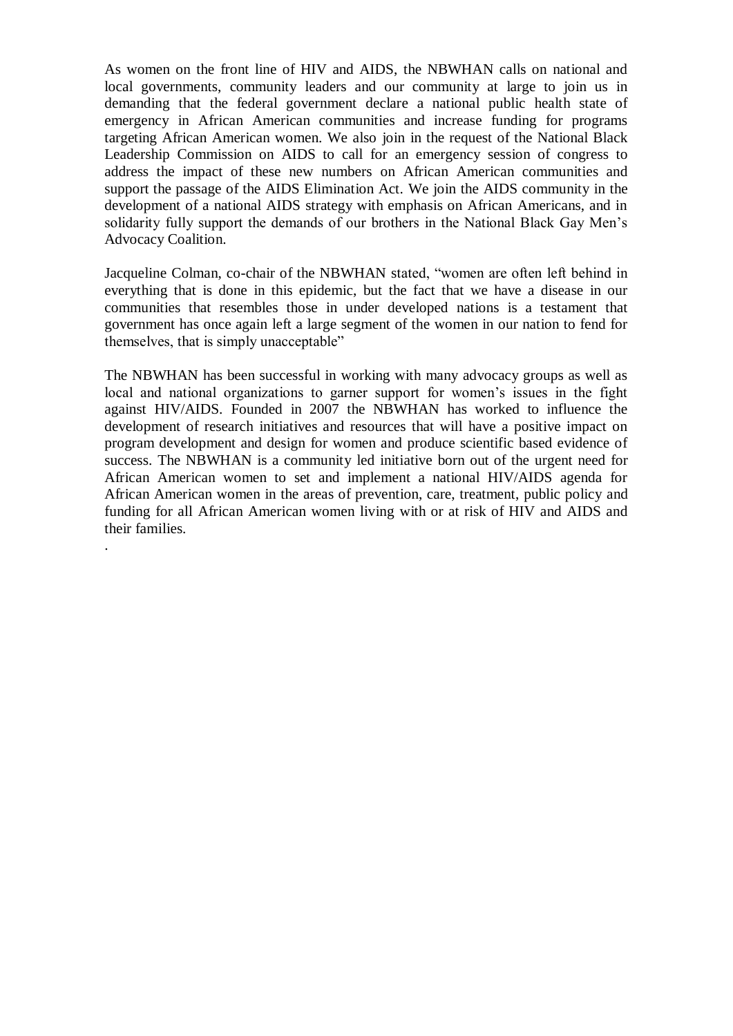As women on the front line of HIV and AIDS, the NBWHAN calls on national and local governments, community leaders and our community at large to join us in demanding that the federal government declare a national public health state of emergency in African American communities and increase funding for programs targeting African American women. We also join in the request of the National Black Leadership Commission on AIDS to call for an emergency session of congress to address the impact of these new numbers on African American communities and support the passage of the AIDS Elimination Act. We join the AIDS community in the development of a national AIDS strategy with emphasis on African Americans, and in solidarity fully support the demands of our brothers in the National Black Gay Men's Advocacy Coalition.

Jacqueline Colman, co-chair of the NBWHAN stated, "women are often left behind in everything that is done in this epidemic, but the fact that we have a disease in our communities that resembles those in under developed nations is a testament that government has once again left a large segment of the women in our nation to fend for themselves, that is simply unacceptable"

The NBWHAN has been successful in working with many advocacy groups as well as local and national organizations to garner support for women's issues in the fight against HIV/AIDS. Founded in 2007 the NBWHAN has worked to influence the development of research initiatives and resources that will have a positive impact on program development and design for women and produce scientific based evidence of success. The NBWHAN is a community led initiative born out of the urgent need for African American women to set and implement a national HIV/AIDS agenda for African American women in the areas of prevention, care, treatment, public policy and funding for all African American women living with or at risk of HIV and AIDS and their families.

.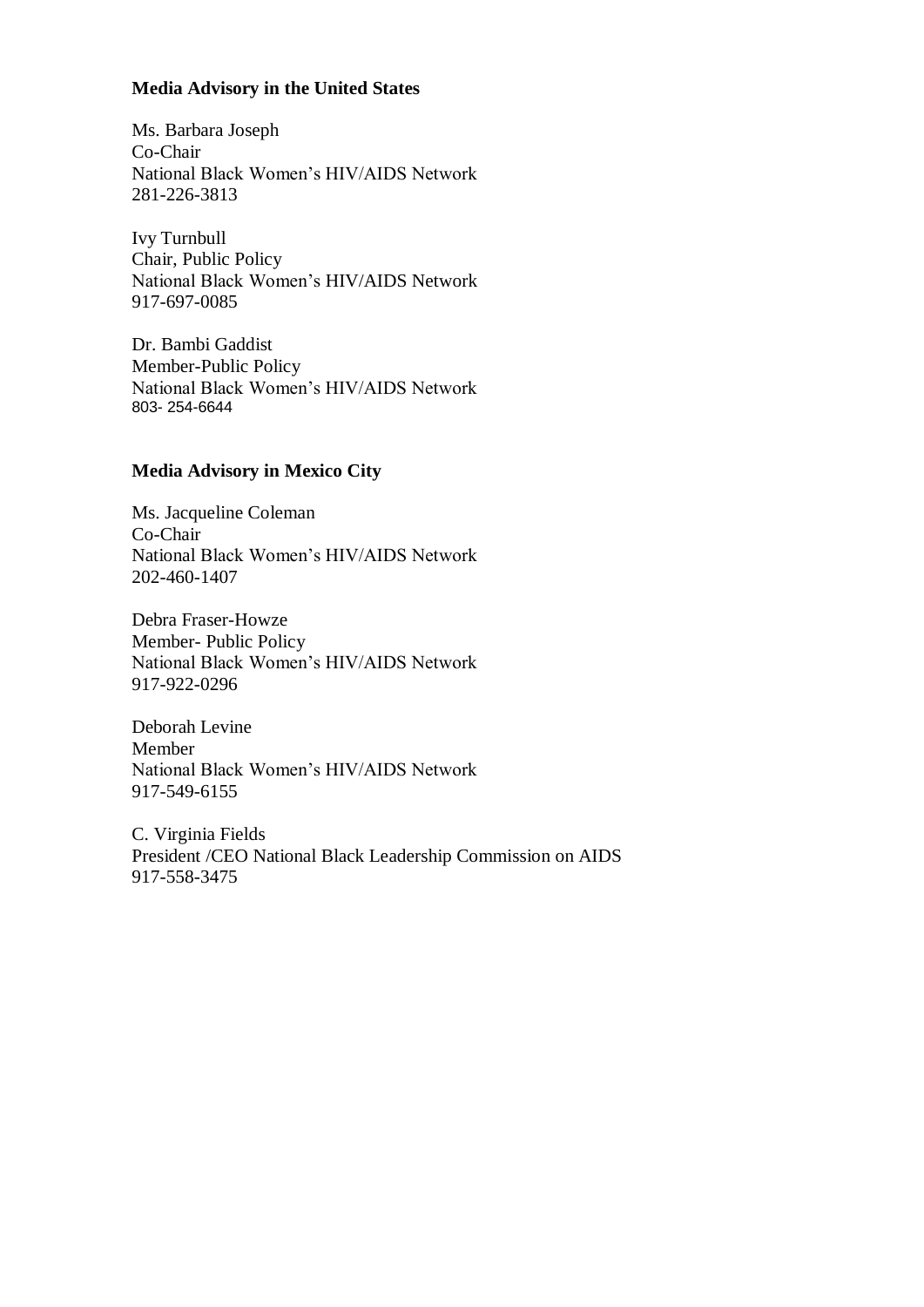**Media Advisory in the United States**

Ms. Barbara Joseph
Co-Chair
National Black Women's HIV/AIDS Network
281-226-3813

Ivy Turnbull
Chair, Public Policy
National Black Women's HIV/AIDS Network
917-697-0085

Dr. Bambi Gaddist
Member-Public Policy
National Black Women's HIV/AIDS Network
803- 254-6644

**Media Advisory in Mexico City**

Ms. Jacqueline Coleman
Co-Chair
National Black Women's HIV/AIDS Network
202-460-1407

Debra Fraser-Howze
Member- Public Policy
National Black Women's HIV/AIDS Network
917-922-0296

Deborah Levine
Member
National Black Women's HIV/AIDS Network
917-549-6155

C. Virginia Fields
President /CEO National Black Leadership Commission on AIDS
917-558-3475